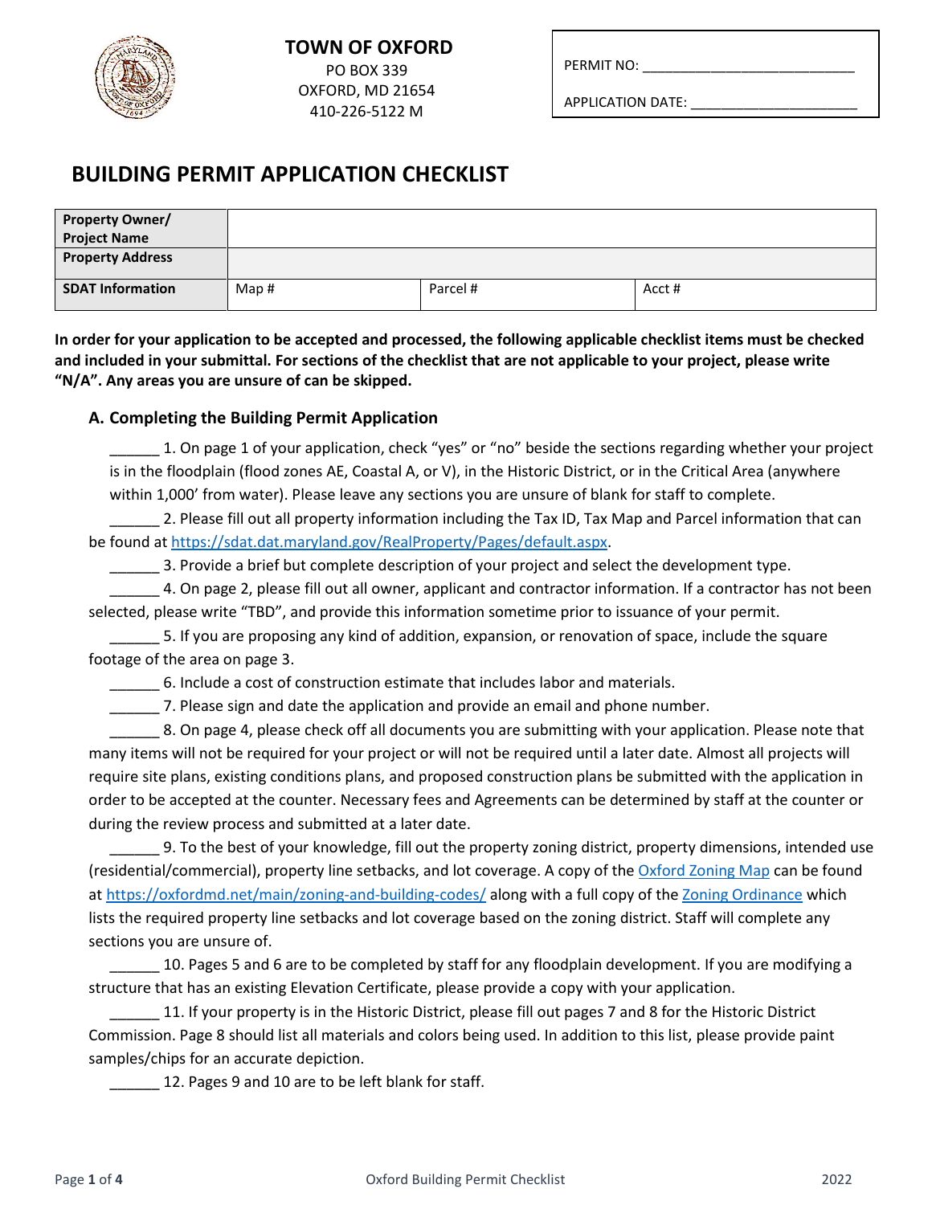**TOWN OF OXFORD**
PO BOX 339
OXFORD, MD 21654
410-226-5122 M

PERMIT NO: ___________________________

APPLICATION DATE: _____________________

# BUILDING PERMIT APPLICATION CHECKLIST

| Property Owner/ Project Name | | | |
|---|---|---|---|
| Property Address | | | |
| SDAT Information | Map # | Parcel # | Acct # |

**In order for your application to be accepted and processed, the following applicable checklist items must be checked and included in your submittal. For sections of the checklist that are not applicable to your project, please write "N/A". Any areas you are unsure of can be skipped.**

### A. Completing the Building Permit Application

______ 1. On page 1 of your application, check "yes" or "no" beside the sections regarding whether your project is in the floodplain (flood zones AE, Coastal A, or V), in the Historic District, or in the Critical Area (anywhere within 1,000' from water). Please leave any sections you are unsure of blank for staff to complete.

______ 2. Please fill out all property information including the Tax ID, Tax Map and Parcel information that can be found at https://sdat.dat.maryland.gov/RealProperty/Pages/default.aspx.

______ 3. Provide a brief but complete description of your project and select the development type.

______ 4. On page 2, please fill out all owner, applicant and contractor information. If a contractor has not been selected, please write "TBD", and provide this information sometime prior to issuance of your permit.

______ 5. If you are proposing any kind of addition, expansion, or renovation of space, include the square footage of the area on page 3.

______ 6. Include a cost of construction estimate that includes labor and materials.

______ 7. Please sign and date the application and provide an email and phone number.

______ 8. On page 4, please check off all documents you are submitting with your application. Please note that many items will not be required for your project or will not be required until a later date. Almost all projects will require site plans, existing conditions plans, and proposed construction plans be submitted with the application in order to be accepted at the counter. Necessary fees and Agreements can be determined by staff at the counter or during the review process and submitted at a later date.

______ 9. To the best of your knowledge, fill out the property zoning district, property dimensions, intended use (residential/commercial), property line setbacks, and lot coverage. A copy of the Oxford Zoning Map can be found at https://oxfordmd.net/main/zoning-and-building-codes/ along with a full copy of the Zoning Ordinance which lists the required property line setbacks and lot coverage based on the zoning district. Staff will complete any sections you are unsure of.

______ 10. Pages 5 and 6 are to be completed by staff for any floodplain development. If you are modifying a structure that has an existing Elevation Certificate, please provide a copy with your application.

______ 11. If your property is in the Historic District, please fill out pages 7 and 8 for the Historic District Commission. Page 8 should list all materials and colors being used. In addition to this list, please provide paint samples/chips for an accurate depiction.

______ 12. Pages 9 and 10 are to be left blank for staff.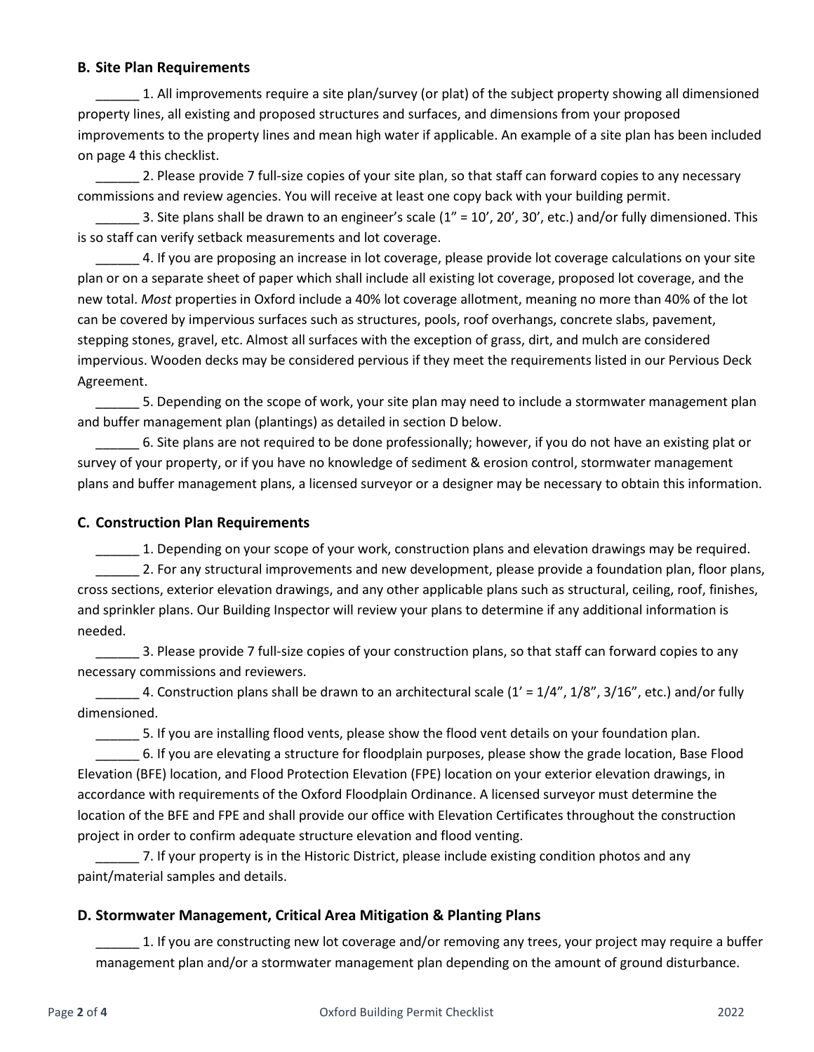### B. Site Plan Requirements

______ 1. All improvements require a site plan/survey (or plat) of the subject property showing all dimensioned property lines, all existing and proposed structures and surfaces, and dimensions from your proposed improvements to the property lines and mean high water if applicable. An example of a site plan has been included on page 4 this checklist.

______ 2. Please provide 7 full-size copies of your site plan, so that staff can forward copies to any necessary commissions and review agencies. You will receive at least one copy back with your building permit.

______ 3. Site plans shall be drawn to an engineer's scale (1" = 10', 20', 30', etc.) and/or fully dimensioned. This is so staff can verify setback measurements and lot coverage.

______ 4. If you are proposing an increase in lot coverage, please provide lot coverage calculations on your site plan or on a separate sheet of paper which shall include all existing lot coverage, proposed lot coverage, and the new total. *Most* properties in Oxford include a 40% lot coverage allotment, meaning no more than 40% of the lot can be covered by impervious surfaces such as structures, pools, roof overhangs, concrete slabs, pavement, stepping stones, gravel, etc. Almost all surfaces with the exception of grass, dirt, and mulch are considered impervious. Wooden decks may be considered pervious if they meet the requirements listed in our Pervious Deck Agreement.

______ 5. Depending on the scope of work, your site plan may need to include a stormwater management plan and buffer management plan (plantings) as detailed in section D below.

______ 6. Site plans are not required to be done professionally; however, if you do not have an existing plat or survey of your property, or if you have no knowledge of sediment & erosion control, stormwater management plans and buffer management plans, a licensed surveyor or a designer may be necessary to obtain this information.

### C. Construction Plan Requirements

______ 1. Depending on your scope of your work, construction plans and elevation drawings may be required.

______ 2. For any structural improvements and new development, please provide a foundation plan, floor plans, cross sections, exterior elevation drawings, and any other applicable plans such as structural, ceiling, roof, finishes, and sprinkler plans. Our Building Inspector will review your plans to determine if any additional information is needed.

______ 3. Please provide 7 full-size copies of your construction plans, so that staff can forward copies to any necessary commissions and reviewers.

______ 4. Construction plans shall be drawn to an architectural scale (1' = 1/4", 1/8", 3/16", etc.) and/or fully dimensioned.

______ 5. If you are installing flood vents, please show the flood vent details on your foundation plan.

______ 6. If you are elevating a structure for floodplain purposes, please show the grade location, Base Flood Elevation (BFE) location, and Flood Protection Elevation (FPE) location on your exterior elevation drawings, in accordance with requirements of the Oxford Floodplain Ordinance. A licensed surveyor must determine the location of the BFE and FPE and shall provide our office with Elevation Certificates throughout the construction project in order to confirm adequate structure elevation and flood venting.

______ 7. If your property is in the Historic District, please include existing condition photos and any paint/material samples and details.

### D. Stormwater Management, Critical Area Mitigation & Planting Plans

______ 1. If you are constructing new lot coverage and/or removing any trees, your project may require a buffer management plan and/or a stormwater management plan depending on the amount of ground disturbance.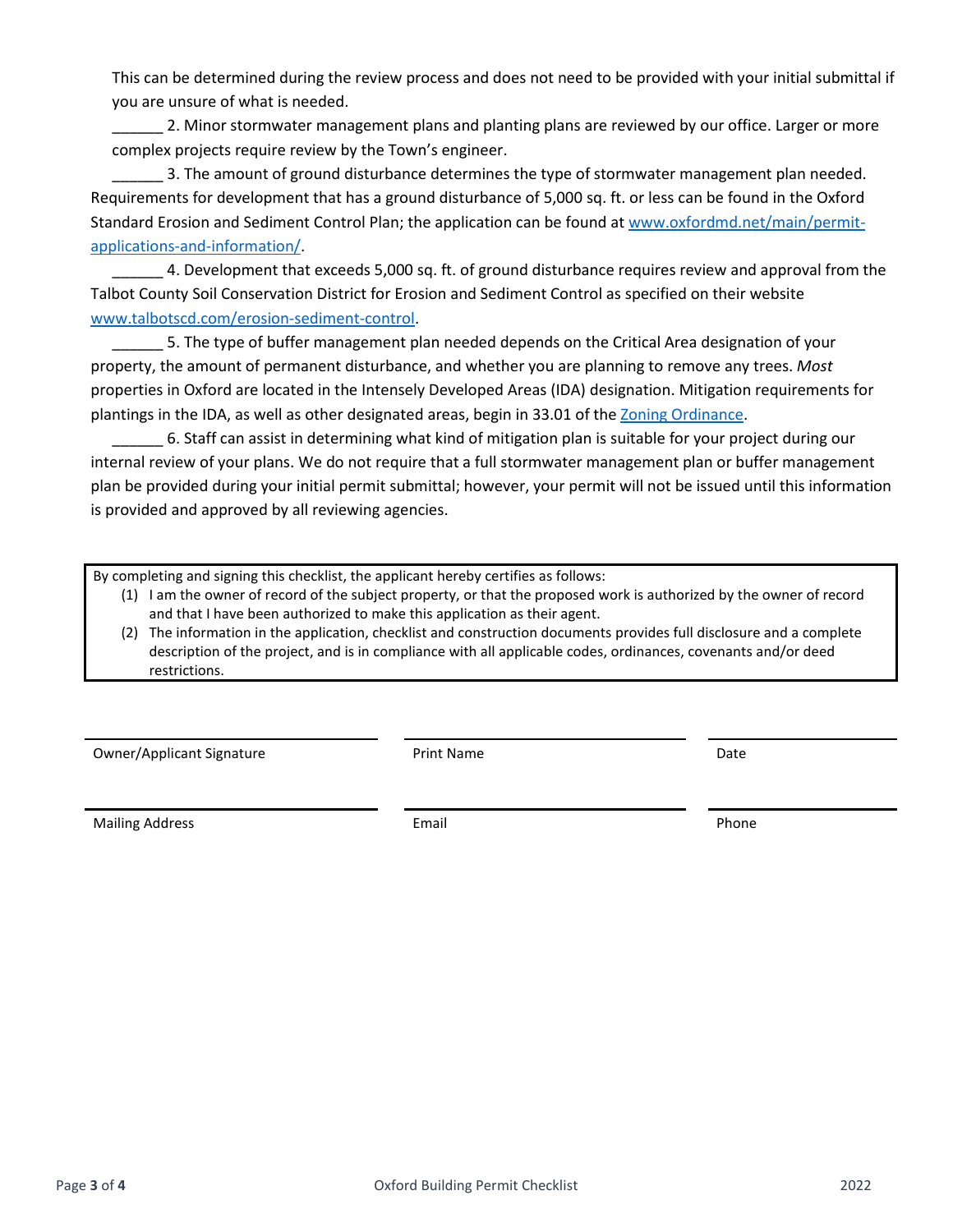This can be determined during the review process and does not need to be provided with your initial submittal if you are unsure of what is needed.

______ 2. Minor stormwater management plans and planting plans are reviewed by our office. Larger or more complex projects require review by the Town's engineer.

______ 3. The amount of ground disturbance determines the type of stormwater management plan needed. Requirements for development that has a ground disturbance of 5,000 sq. ft. or less can be found in the Oxford Standard Erosion and Sediment Control Plan; the application can be found at [www.oxfordmd.net/main/permit-applications-and-information/](www.oxfordmd.net/main/permit-applications-and-information/).

______ 4. Development that exceeds 5,000 sq. ft. of ground disturbance requires review and approval from the Talbot County Soil Conservation District for Erosion and Sediment Control as specified on their website [www.talbotscd.com/erosion-sediment-control](www.talbotscd.com/erosion-sediment-control).

______ 5. The type of buffer management plan needed depends on the Critical Area designation of your property, the amount of permanent disturbance, and whether you are planning to remove any trees. *Most* properties in Oxford are located in the Intensely Developed Areas (IDA) designation. Mitigation requirements for plantings in the IDA, as well as other designated areas, begin in 33.01 of the Zoning Ordinance.

______ 6. Staff can assist in determining what kind of mitigation plan is suitable for your project during our internal review of your plans. We do not require that a full stormwater management plan or buffer management plan be provided during your initial permit submittal; however, your permit will not be issued until this information is provided and approved by all reviewing agencies.

By completing and signing this checklist, the applicant hereby certifies as follows:

(1) I am the owner of record of the subject property, or that the proposed work is authorized by the owner of record and that I have been authorized to make this application as their agent.

(2) The information in the application, checklist and construction documents provides full disclosure and a complete description of the project, and is in compliance with all applicable codes, ordinances, covenants and/or deed restrictions.

| Owner/Applicant Signature | Print Name | Date |
|---|---|---|
| Mailing Address | Email | Phone |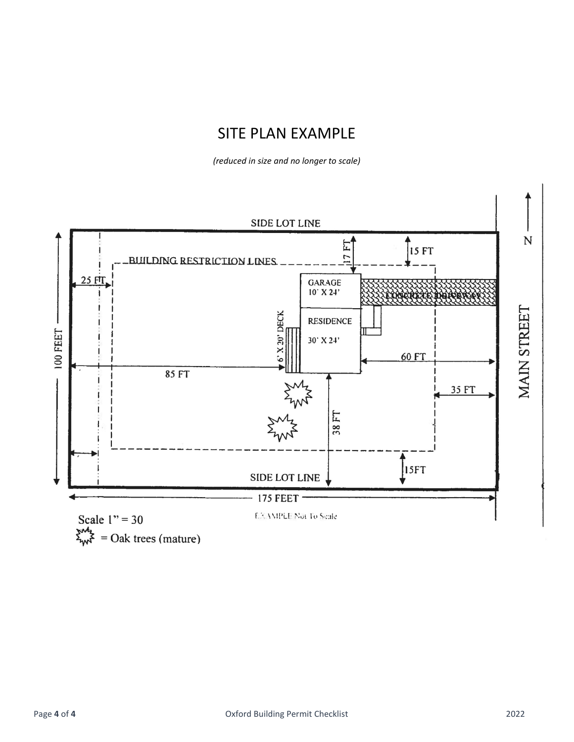# SITE PLAN EXAMPLE

*(reduced in size and no longer to scale)*

SIDE LOT LINE

BUILDING RESTRICTION LINES

17 FT

15 FT

25 FT

GARAGE
10' X 24'

CONCRETE DRIVEWAY

6' X 20' DECK

RESIDENCE
30' X 24'

100 FEET

85 FT

60 FT

35 FT

38 FT

15FT

SIDE LOT LINE

175 FEET

MAIN STREET

N

Scale 1" = 30

EXAMPLE Not To Scale

= Oak trees (mature)